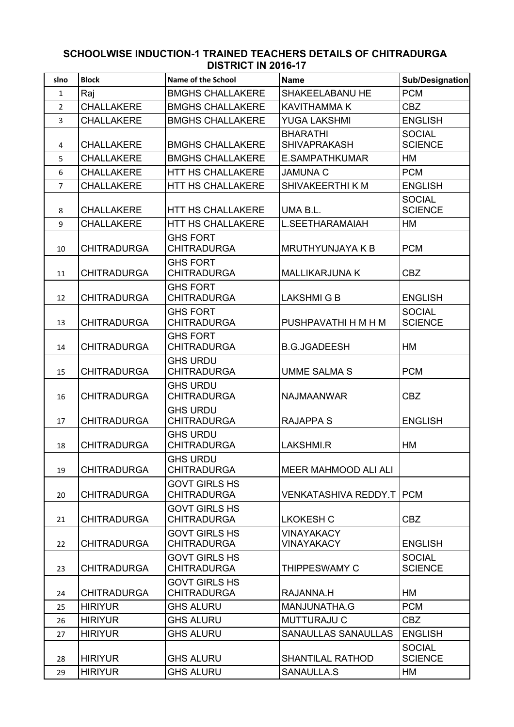# SCHOOLWISE INDUCTION-1 TRAINED TEACHERS DETAILS OF CHITRADURGA DISTRICT IN 2016-17

| slno | Block | Name of the School | Name | Sub/Designation |
|---|---|---|---|---|
| 1 | Raj | BMGHS CHALLAKERE | SHAKEELABANU HE | PCM |
| 2 | CHALLAKERE | BMGHS CHALLAKERE | KAVITHAMMA K | CBZ |
| 3 | CHALLAKERE | BMGHS CHALLAKERE | YUGA LAKSHMI | ENGLISH |
| 4 | CHALLAKERE | BMGHS CHALLAKERE | BHARATHI SHIVAPRAKASH | SOCIAL SCIENCE |
| 5 | CHALLAKERE | BMGHS CHALLAKERE | E.SAMPATHKUMAR | HM |
| 6 | CHALLAKERE | HTT HS CHALLAKERE | JAMUNA C | PCM |
| 7 | CHALLAKERE | HTT HS CHALLAKERE | SHIVAKEERTHI K M | ENGLISH |
| 8 | CHALLAKERE | HTT HS CHALLAKERE | UMA B.L. | SOCIAL SCIENCE |
| 9 | CHALLAKERE | HTT HS CHALLAKERE | L.SEETHARAMAIAH | HM |
| 10 | CHITRADURGA | GHS FORT CHITRADURGA | MRUTHYUNJAYA K B | PCM |
| 11 | CHITRADURGA | GHS FORT CHITRADURGA | MALLIKARJUNA K | CBZ |
| 12 | CHITRADURGA | GHS FORT CHITRADURGA | LAKSHMI G B | ENGLISH |
| 13 | CHITRADURGA | GHS FORT CHITRADURGA | PUSHPAVATHI H M H M | SOCIAL SCIENCE |
| 14 | CHITRADURGA | GHS FORT CHITRADURGA | B.G.JGADEESH | HM |
| 15 | CHITRADURGA | GHS URDU CHITRADURGA | UMME SALMA S | PCM |
| 16 | CHITRADURGA | GHS URDU CHITRADURGA | NAJMAANWAR | CBZ |
| 17 | CHITRADURGA | GHS URDU CHITRADURGA | RAJAPPA S | ENGLISH |
| 18 | CHITRADURGA | GHS URDU CHITRADURGA | LAKSHMI.R | HM |
| 19 | CHITRADURGA | GHS URDU CHITRADURGA | MEER MAHMOOD ALI ALI | |
| 20 | CHITRADURGA | GOVT GIRLS HS CHITRADURGA | VENKATASHIVA REDDY.T | PCM |
| 21 | CHITRADURGA | GOVT GIRLS HS CHITRADURGA | LKOKESH C | CBZ |
| 22 | CHITRADURGA | GOVT GIRLS HS CHITRADURGA | VINAYAKACY VINAYAKACY | ENGLISH |
| 23 | CHITRADURGA | GOVT GIRLS HS CHITRADURGA | THIPPESWAMY C | SOCIAL SCIENCE |
| 24 | CHITRADURGA | GOVT GIRLS HS CHITRADURGA | RAJANNA.H | HM |
| 25 | HIRIYUR | GHS ALURU | MANJUNATHA.G | PCM |
| 26 | HIRIYUR | GHS ALURU | MUTTURAJU C | CBZ |
| 27 | HIRIYUR | GHS ALURU | SANAULLAS SANAULLAS | ENGLISH |
| 28 | HIRIYUR | GHS ALURU | SHANTILAL RATHOD | SOCIAL SCIENCE |
| 29 | HIRIYUR | GHS ALURU | SANAULLA.S | HM |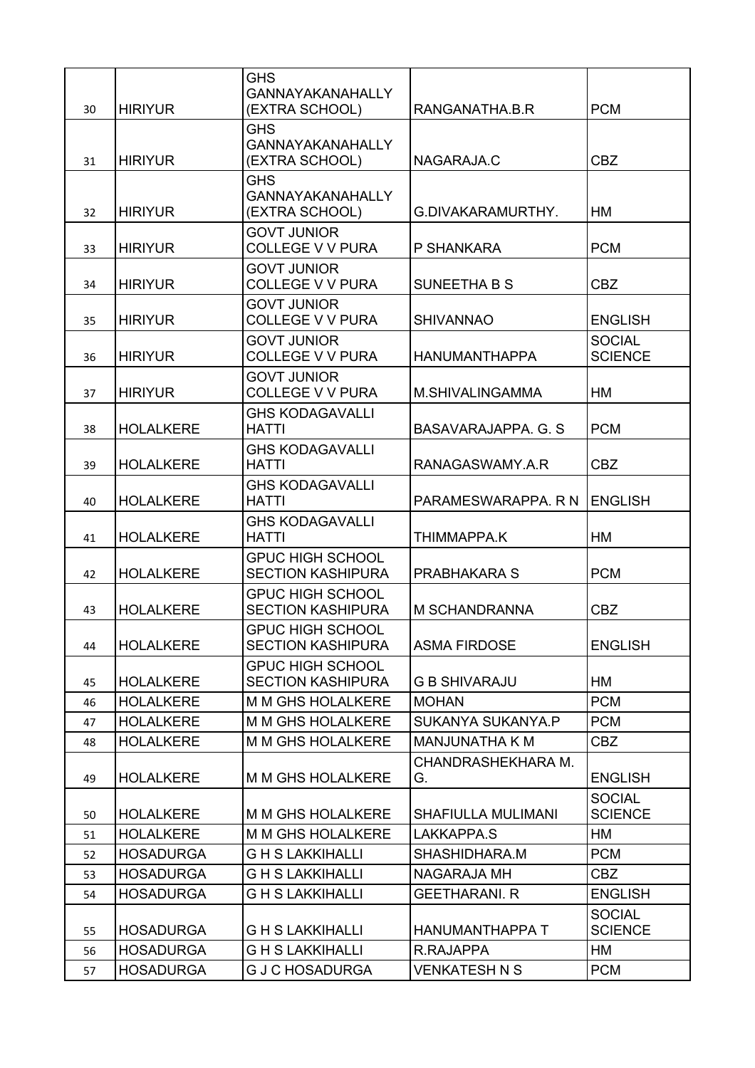| 30 | HIRIYUR | GHS GANNAYAKANAHALLY (EXTRA SCHOOL) | RANGANATHA.B.R | PCM |
|---|---|---|---|---|
| 31 | HIRIYUR | GHS GANNAYAKANAHALLY (EXTRA SCHOOL) | NAGARAJA.C | CBZ |
| 32 | HIRIYUR | GHS GANNAYAKANAHALLY (EXTRA SCHOOL) | G.DIVAKARAMURTHY. | HM |
| 33 | HIRIYUR | GOVT JUNIOR COLLEGE V V PURA | P SHANKARA | PCM |
| 34 | HIRIYUR | GOVT JUNIOR COLLEGE V V PURA | SUNEETHA B S | CBZ |
| 35 | HIRIYUR | GOVT JUNIOR COLLEGE V V PURA | SHIVANNAO | ENGLISH |
| 36 | HIRIYUR | GOVT JUNIOR COLLEGE V V PURA | HANUMANTHAPPA | SOCIAL SCIENCE |
| 37 | HIRIYUR | GOVT JUNIOR COLLEGE V V PURA | M.SHIVALINGAMMA | HM |
| 38 | HOLALKERE | GHS KODAGAVALLI HATTI | BASAVARAJAPPA. G. S | PCM |
| 39 | HOLALKERE | GHS KODAGAVALLI HATTI | RANAGASWAMY.A.R | CBZ |
| 40 | HOLALKERE | GHS KODAGAVALLI HATTI | PARAMESWARAPPA. R N | ENGLISH |
| 41 | HOLALKERE | GHS KODAGAVALLI HATTI | THIMMAPPA.K | HM |
| 42 | HOLALKERE | GPUC HIGH SCHOOL SECTION KASHIPURA | PRABHAKARA S | PCM |
| 43 | HOLALKERE | GPUC HIGH SCHOOL SECTION KASHIPURA | M SCHANDRANNA | CBZ |
| 44 | HOLALKERE | GPUC HIGH SCHOOL SECTION KASHIPURA | ASMA FIRDOSE | ENGLISH |
| 45 | HOLALKERE | GPUC HIGH SCHOOL SECTION KASHIPURA | G B SHIVARAJU | HM |
| 46 | HOLALKERE | M M GHS HOLALKERE | MOHAN | PCM |
| 47 | HOLALKERE | M M GHS HOLALKERE | SUKANYA SUKANYA.P | PCM |
| 48 | HOLALKERE | M M GHS HOLALKERE | MANJUNATHA K M | CBZ |
| 49 | HOLALKERE | M M GHS HOLALKERE | CHANDRASHEKHARA M. G. | ENGLISH |
| 50 | HOLALKERE | M M GHS HOLALKERE | SHAFIULLA MULIMANI | SOCIAL SCIENCE |
| 51 | HOLALKERE | M M GHS HOLALKERE | LAKKAPPA.S | HM |
| 52 | HOSADURGA | G H S LAKKIHALLI | SHASHIDHARA.M | PCM |
| 53 | HOSADURGA | G H S LAKKIHALLI | NAGARAJA MH | CBZ |
| 54 | HOSADURGA | G H S LAKKIHALLI | GEETHARANI. R | ENGLISH |
| 55 | HOSADURGA | G H S LAKKIHALLI | HANUMANTHAPPA T | SOCIAL SCIENCE |
| 56 | HOSADURGA | G H S LAKKIHALLI | R.RAJAPPA | HM |
| 57 | HOSADURGA | G J C HOSADURGA | VENKATESH N S | PCM |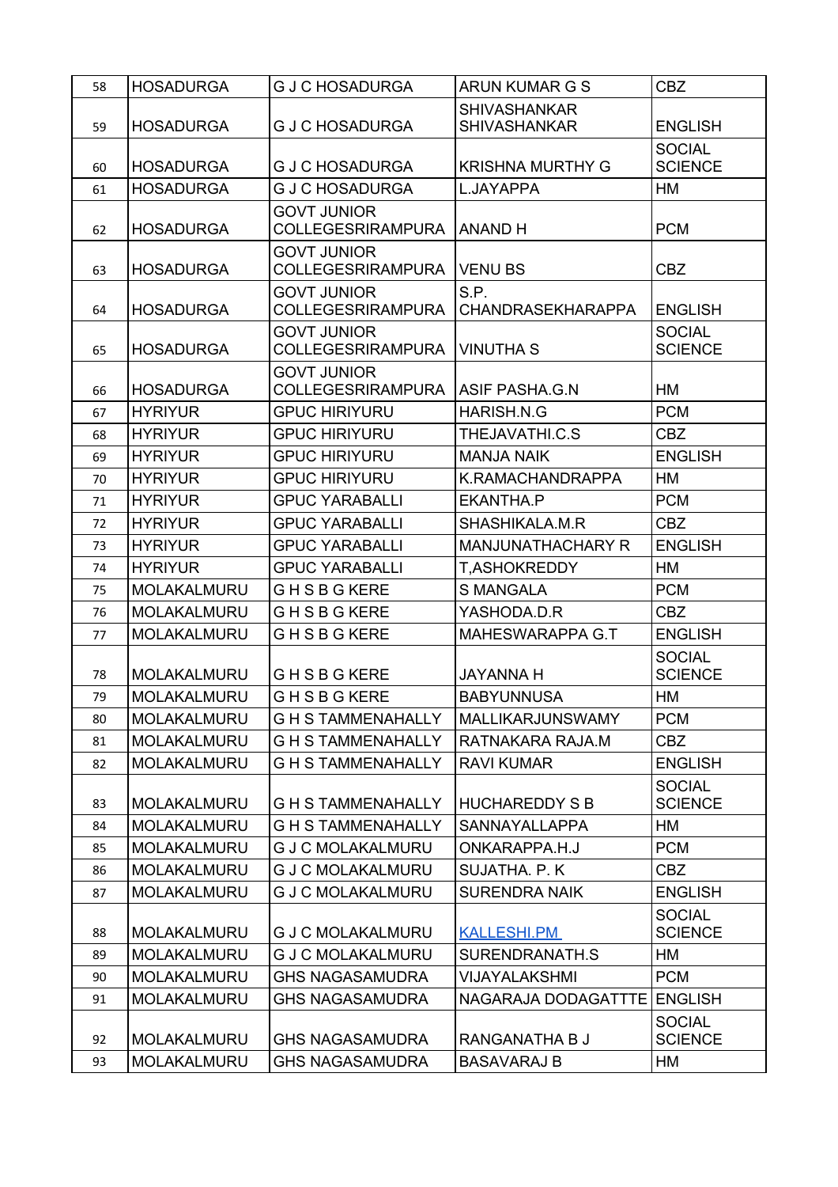| | | | | |
|---|---|---|---|---|
| 58 | HOSADURGA | G J C HOSADURGA | ARUN KUMAR G S | CBZ |
| 59 | HOSADURGA | G J C HOSADURGA | SHIVASHANKAR SHIVASHANKAR | ENGLISH |
| 60 | HOSADURGA | G J C HOSADURGA | KRISHNA MURTHY G | SOCIAL SCIENCE |
| 61 | HOSADURGA | G J C HOSADURGA | L.JAYAPPA | HM |
| 62 | HOSADURGA | GOVT JUNIOR COLLEGESRIRAMPURA | ANAND H | PCM |
| 63 | HOSADURGA | GOVT JUNIOR COLLEGESRIRAMPURA | VENU BS | CBZ |
| 64 | HOSADURGA | GOVT JUNIOR COLLEGESRIRAMPURA | S.P. CHANDRASEKHARAPPA | ENGLISH |
| 65 | HOSADURGA | GOVT JUNIOR COLLEGESRIRAMPURA | VINUTHA S | SOCIAL SCIENCE |
| 66 | HOSADURGA | GOVT JUNIOR COLLEGESRIRAMPURA | ASIF PASHA.G.N | HM |
| 67 | HYRIYUR | GPUC HIRIYURU | HARISH.N.G | PCM |
| 68 | HYRIYUR | GPUC HIRIYURU | THEJAVATHI.C.S | CBZ |
| 69 | HYRIYUR | GPUC HIRIYURU | MANJA NAIK | ENGLISH |
| 70 | HYRIYUR | GPUC HIRIYURU | K.RAMACHANDRAPPA | HM |
| 71 | HYRIYUR | GPUC YARABALLI | EKANTHA.P | PCM |
| 72 | HYRIYUR | GPUC YARABALLI | SHASHIKALA.M.R | CBZ |
| 73 | HYRIYUR | GPUC YARABALLI | MANJUNATHACHARY R | ENGLISH |
| 74 | HYRIYUR | GPUC YARABALLI | T,ASHOKREDDY | HM |
| 75 | MOLAKALMURU | G H S B G KERE | S MANGALA | PCM |
| 76 | MOLAKALMURU | G H S B G KERE | YASHODA.D.R | CBZ |
| 77 | MOLAKALMURU | G H S B G KERE | MAHESWARAPPA G.T | ENGLISH |
| 78 | MOLAKALMURU | G H S B G KERE | JAYANNA H | SOCIAL SCIENCE |
| 79 | MOLAKALMURU | G H S B G KERE | BABYUNNUSA | HM |
| 80 | MOLAKALMURU | G H S TAMMENAHALLY | MALLIKARJUNSWAMY | PCM |
| 81 | MOLAKALMURU | G H S TAMMENAHALLY | RATNAKARA RAJA.M | CBZ |
| 82 | MOLAKALMURU | G H S TAMMENAHALLY | RAVI KUMAR | ENGLISH |
| 83 | MOLAKALMURU | G H S TAMMENAHALLY | HUCHAREDDY S B | SOCIAL SCIENCE |
| 84 | MOLAKALMURU | G H S TAMMENAHALLY | SANNAYALLAPPA | HM |
| 85 | MOLAKALMURU | G J C MOLAKALMURU | ONKARAPPA.H.J | PCM |
| 86 | MOLAKALMURU | G J C MOLAKALMURU | SUJATHA. P. K | CBZ |
| 87 | MOLAKALMURU | G J C MOLAKALMURU | SURENDRA NAIK | ENGLISH |
| 88 | MOLAKALMURU | G J C MOLAKALMURU | KALLESHI.PM | SOCIAL SCIENCE |
| 89 | MOLAKALMURU | G J C MOLAKALMURU | SURENDRANATH.S | HM |
| 90 | MOLAKALMURU | GHS NAGASAMUDRA | VIJAYALAKSHMI | PCM |
| 91 | MOLAKALMURU | GHS NAGASAMUDRA | NAGARAJA DODAGATTTE | ENGLISH |
| 92 | MOLAKALMURU | GHS NAGASAMUDRA | RANGANATHA B J | SOCIAL SCIENCE |
| 93 | MOLAKALMURU | GHS NAGASAMUDRA | BASAVARAJ B | HM |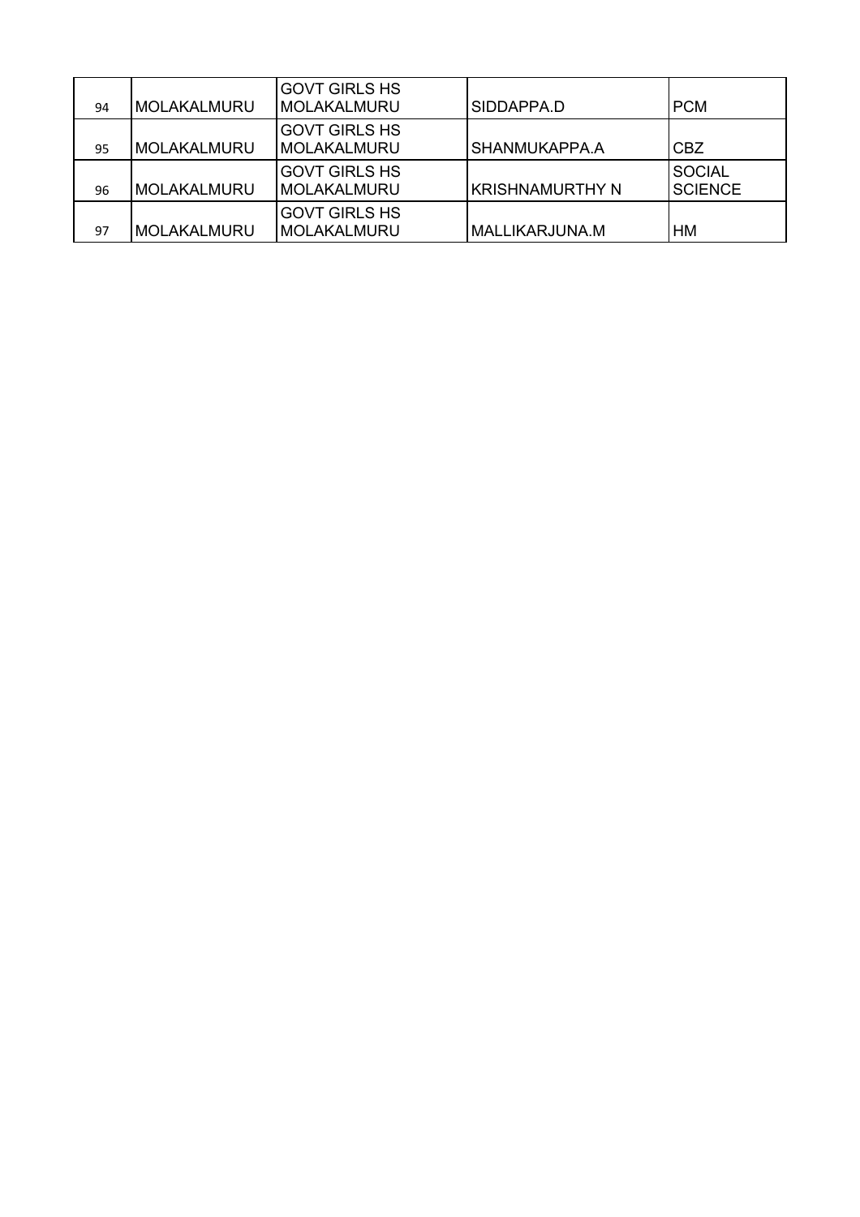| | | | | |
|---|---|---|---|---|
| 94 | MOLAKALMURU | GOVT GIRLS HS MOLAKALMURU | SIDDAPPA.D | PCM |
| 95 | MOLAKALMURU | GOVT GIRLS HS MOLAKALMURU | SHANMUKAPPA.A | CBZ |
| 96 | MOLAKALMURU | GOVT GIRLS HS MOLAKALMURU | KRISHNAMURTHY N | SOCIAL SCIENCE |
| 97 | MOLAKALMURU | GOVT GIRLS HS MOLAKALMURU | MALLIKARJUNA.M | HM |